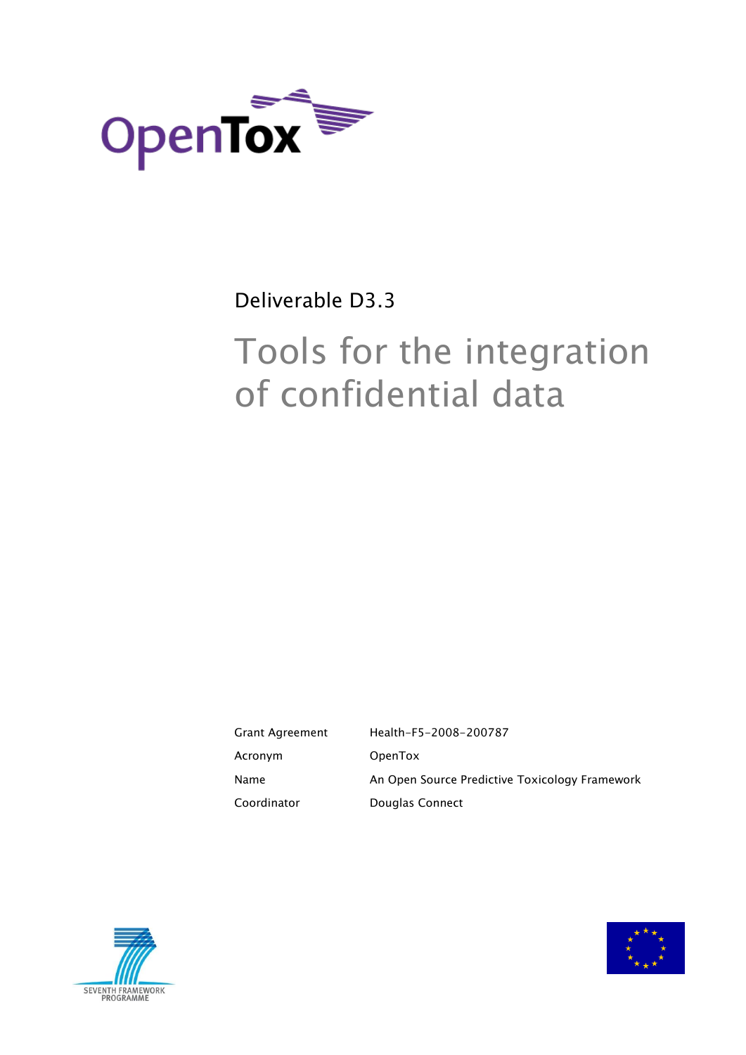OpenTox

Deliverable D3.3

# Tools for the integration of confidential data

| Grant Agreement | Health-F5-2008-200787 |
|---|---|
| Acronym | OpenTox |
| Name | An Open Source Predictive Toxicology Framework |
| Coordinator | Douglas Connect |

SEVENTH FRAMEWORK PROGRAMME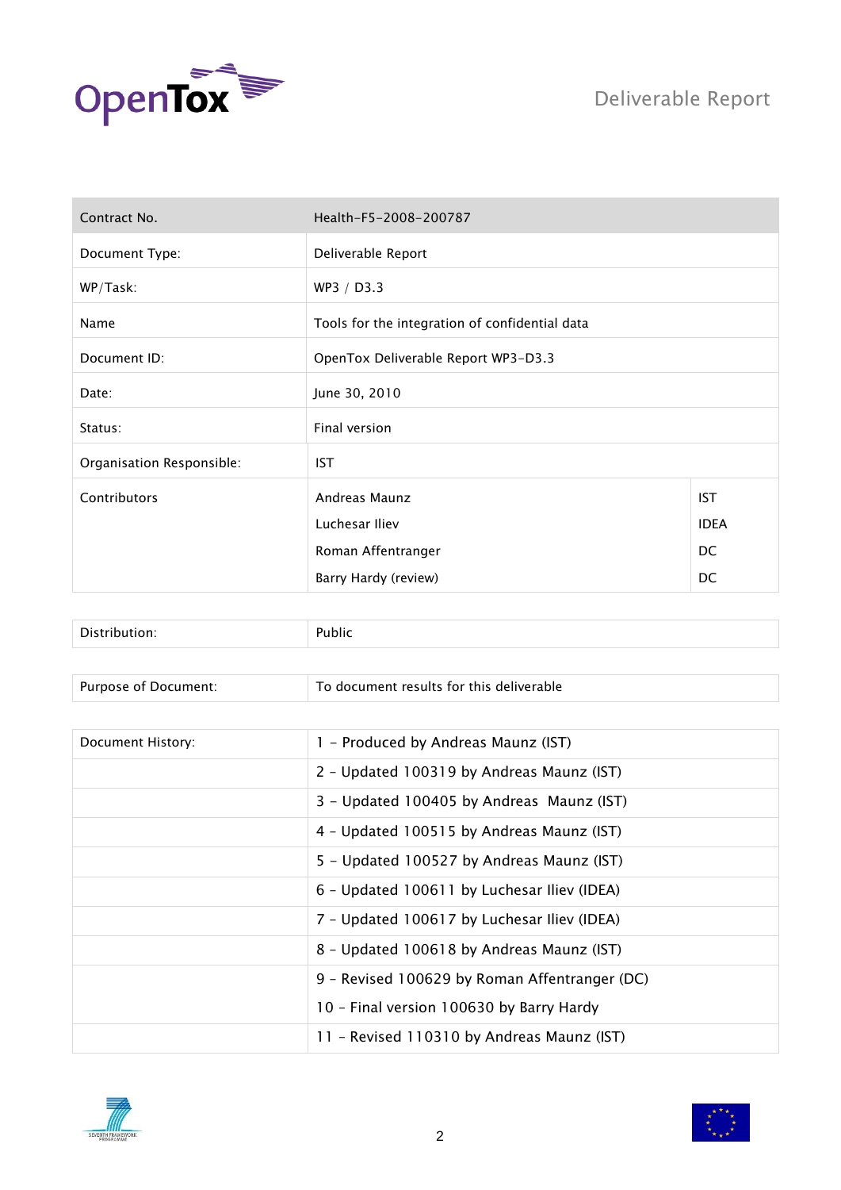| Contract No. | Health-F5-2008-200787 | |
| --- | --- | --- |
| Document Type: | Deliverable Report | |
| WP/Task: | WP3 / D3.3 | |
| Name | Tools for the integration of confidential data | |
| Document ID: | OpenTox Deliverable Report WP3-D3.3 | |
| Date: | June 30, 2010 | |
| Status: | Final version | |
| Organisation Responsible: | IST | |
| Contributors | Andreas Maunz | IST |
| | Luchesar Iliev | IDEA |
| | Roman Affentranger | DC |
| | Barry Hardy (review) | DC |

| Distribution: | Public |
| --- | --- |

| Purpose of Document: | To document results for this deliverable |
| --- | --- |

| Document History: | 1 – Produced by Andreas Maunz (IST) |
| --- | --- |
| | 2 – Updated 100319 by Andreas Maunz (IST) |
| | 3 – Updated 100405 by Andreas Maunz (IST) |
| | 4 – Updated 100515 by Andreas Maunz (IST) |
| | 5 – Updated 100527 by Andreas Maunz (IST) |
| | 6 – Updated 100611 by Luchesar Iliev (IDEA) |
| | 7 – Updated 100617 by Luchesar Iliev (IDEA) |
| | 8 – Updated 100618 by Andreas Maunz (IST) |
| | 9 – Revised 100629 by Roman Affentranger (DC) 10 – Final version 100630 by Barry Hardy |
| | 11 – Revised 110310 by Andreas Maunz (IST) |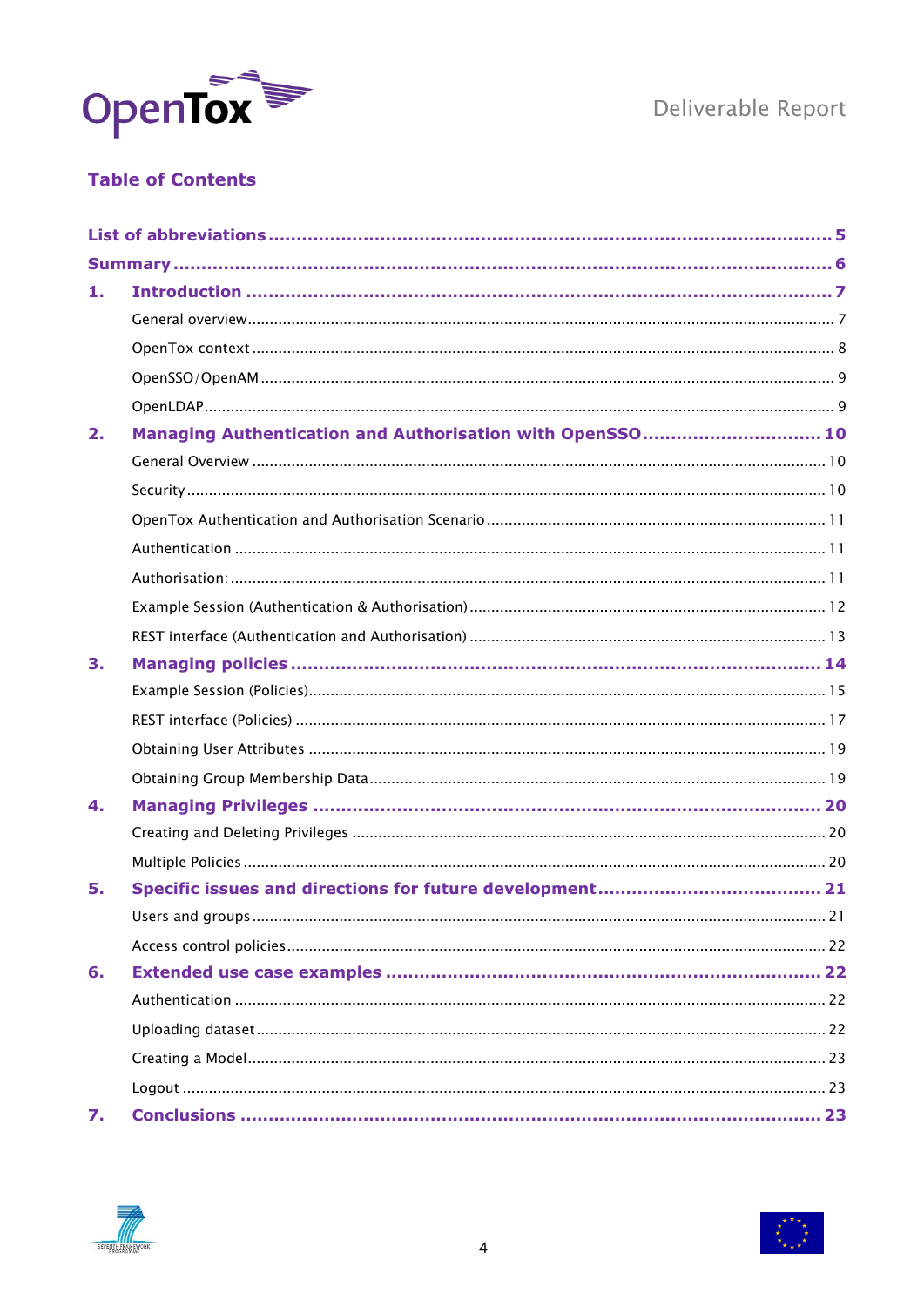## Table of Contents

- **List of abbreviations** ..... **5**
- **Summary** ..... **6**
- **1. Introduction** ..... **7**
  - General overview ..... 7
  - OpenTox context ..... 8
  - OpenSSO/OpenAM ..... 9
  - OpenLDAP ..... 9
- **2. Managing Authentication and Authorisation with OpenSSO** ..... **10**
  - General Overview ..... 10
  - Security ..... 10
  - OpenTox Authentication and Authorisation Scenario ..... 11
  - Authentication ..... 11
  - Authorisation: ..... 11
  - Example Session (Authentication & Authorisation) ..... 12
  - REST interface (Authentication and Authorisation) ..... 13
- **3. Managing policies** ..... **14**
  - Example Session (Policies) ..... 15
  - REST interface (Policies) ..... 17
  - Obtaining User Attributes ..... 19
  - Obtaining Group Membership Data ..... 19
- **4. Managing Privileges** ..... **20**
  - Creating and Deleting Privileges ..... 20
  - Multiple Policies ..... 20
- **5. Specific issues and directions for future development** ..... **21**
  - Users and groups ..... 21
  - Access control policies ..... 22
- **6. Extended use case examples** ..... **22**
  - Authentication ..... 22
  - Uploading dataset ..... 22
  - Creating a Model ..... 23
  - Logout ..... 23
- **7. Conclusions** ..... **23**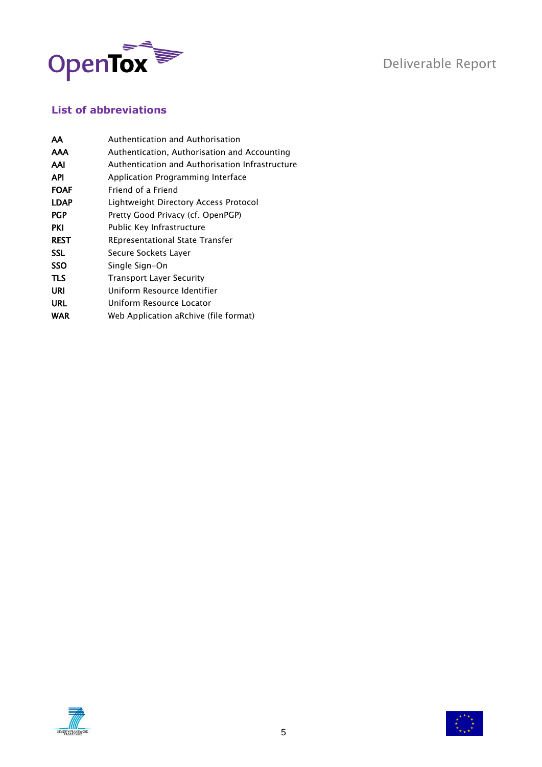## List of abbreviations

| | |
|---|---|
| **AA** | Authentication and Authorisation |
| **AAA** | Authentication, Authorisation and Accounting |
| **AAI** | Authentication and Authorisation Infrastructure |
| **API** | Application Programming Interface |
| **FOAF** | Friend of a Friend |
| **LDAP** | Lightweight Directory Access Protocol |
| **PGP** | Pretty Good Privacy (cf. OpenPGP) |
| **PKI** | Public Key Infrastructure |
| **REST** | REpresentational State Transfer |
| **SSL** | Secure Sockets Layer |
| **SSO** | Single Sign-On |
| **TLS** | Transport Layer Security |
| **URI** | Uniform Resource Identifier |
| **URL** | Uniform Resource Locator |
| **WAR** | Web Application aRchive (file format) |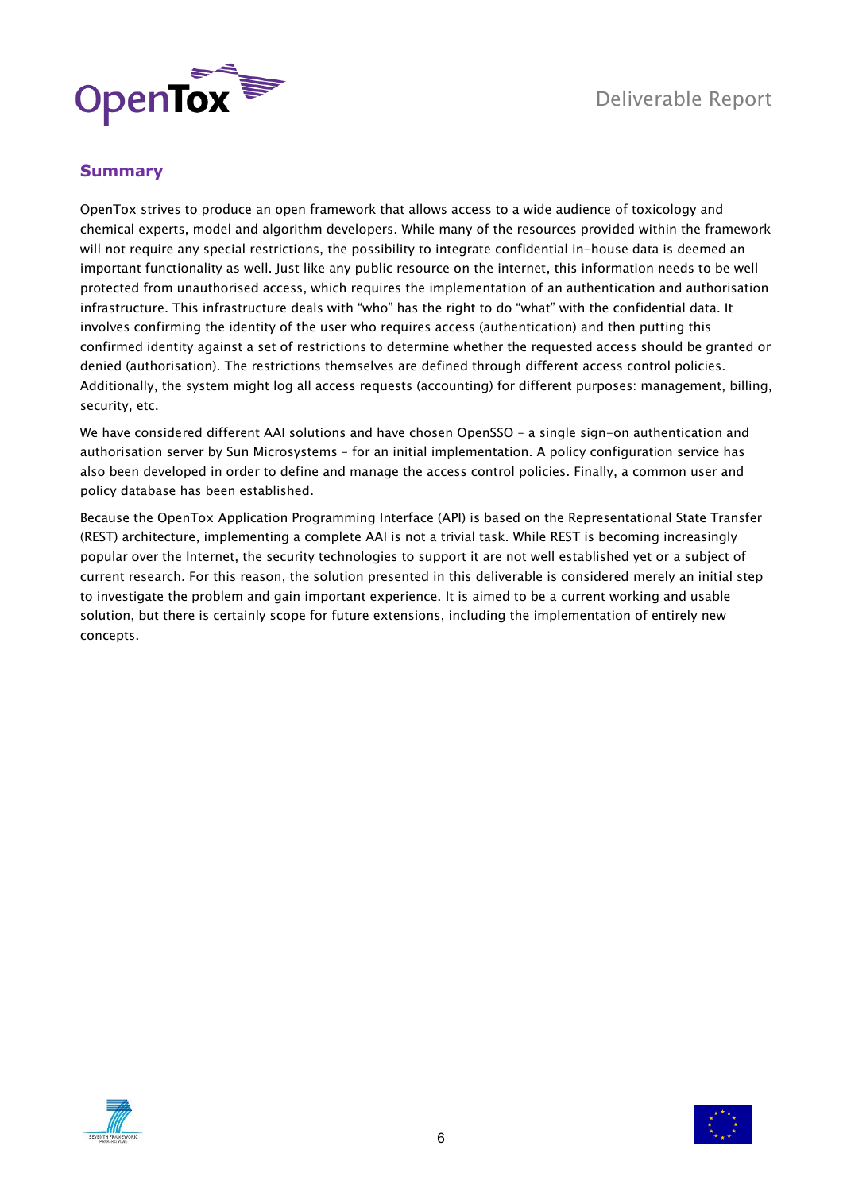## Summary

OpenTox strives to produce an open framework that allows access to a wide audience of toxicology and chemical experts, model and algorithm developers. While many of the resources provided within the framework will not require any special restrictions, the possibility to integrate confidential in-house data is deemed an important functionality as well. Just like any public resource on the internet, this information needs to be well protected from unauthorised access, which requires the implementation of an authentication and authorisation infrastructure. This infrastructure deals with "who" has the right to do "what" with the confidential data. It involves confirming the identity of the user who requires access (authentication) and then putting this confirmed identity against a set of restrictions to determine whether the requested access should be granted or denied (authorisation). The restrictions themselves are defined through different access control policies. Additionally, the system might log all access requests (accounting) for different purposes: management, billing, security, etc.

We have considered different AAI solutions and have chosen OpenSSO – a single sign-on authentication and authorisation server by Sun Microsystems – for an initial implementation. A policy configuration service has also been developed in order to define and manage the access control policies. Finally, a common user and policy database has been established.

Because the OpenTox Application Programming Interface (API) is based on the Representational State Transfer (REST) architecture, implementing a complete AAI is not a trivial task. While REST is becoming increasingly popular over the Internet, the security technologies to support it are not well established yet or a subject of current research. For this reason, the solution presented in this deliverable is considered merely an initial step to investigate the problem and gain important experience. It is aimed to be a current working and usable solution, but there is certainly scope for future extensions, including the implementation of entirely new concepts.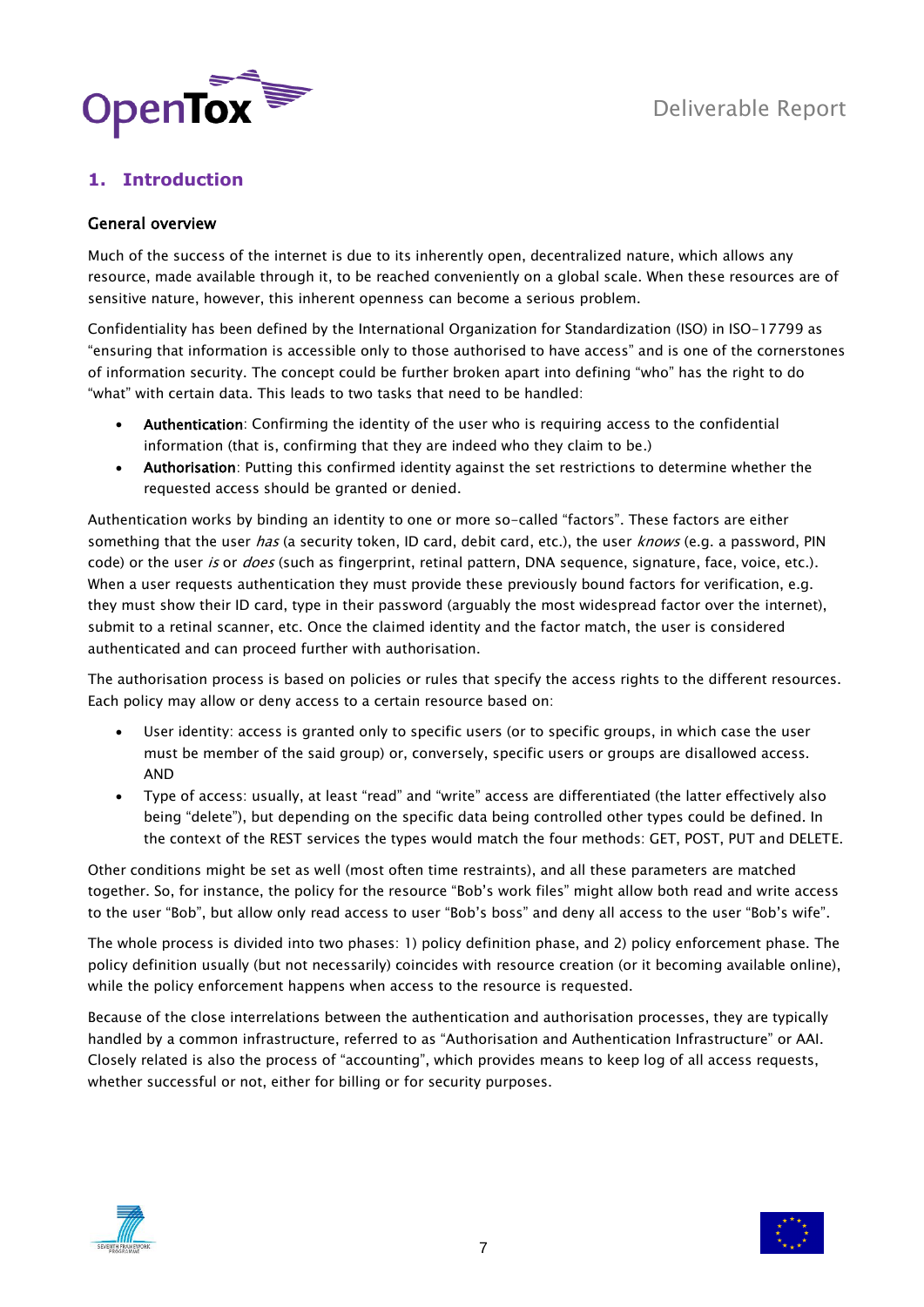# 1. Introduction

## General overview

Much of the success of the internet is due to its inherently open, decentralized nature, which allows any resource, made available through it, to be reached conveniently on a global scale. When these resources are of sensitive nature, however, this inherent openness can become a serious problem.

Confidentiality has been defined by the International Organization for Standardization (ISO) in ISO-17799 as "ensuring that information is accessible only to those authorised to have access" and is one of the cornerstones of information security. The concept could be further broken apart into defining "who" has the right to do "what" with certain data. This leads to two tasks that need to be handled:

- **Authentication**: Confirming the identity of the user who is requiring access to the confidential information (that is, confirming that they are indeed who they claim to be.)
- **Authorisation**: Putting this confirmed identity against the set restrictions to determine whether the requested access should be granted or denied.

Authentication works by binding an identity to one or more so-called "factors". These factors are either something that the user *has* (a security token, ID card, debit card, etc.), the user *knows* (e.g. a password, PIN code) or the user *is* or *does* (such as fingerprint, retinal pattern, DNA sequence, signature, face, voice, etc.). When a user requests authentication they must provide these previously bound factors for verification, e.g. they must show their ID card, type in their password (arguably the most widespread factor over the internet), submit to a retinal scanner, etc. Once the claimed identity and the factor match, the user is considered authenticated and can proceed further with authorisation.

The authorisation process is based on policies or rules that specify the access rights to the different resources. Each policy may allow or deny access to a certain resource based on:

- User identity: access is granted only to specific users (or to specific groups, in which case the user must be member of the said group) or, conversely, specific users or groups are disallowed access. AND
- Type of access: usually, at least "read" and "write" access are differentiated (the latter effectively also being "delete"), but depending on the specific data being controlled other types could be defined. In the context of the REST services the types would match the four methods: GET, POST, PUT and DELETE.

Other conditions might be set as well (most often time restraints), and all these parameters are matched together. So, for instance, the policy for the resource "Bob's work files" might allow both read and write access to the user "Bob", but allow only read access to user "Bob's boss" and deny all access to the user "Bob's wife".

The whole process is divided into two phases: 1) policy definition phase, and 2) policy enforcement phase. The policy definition usually (but not necessarily) coincides with resource creation (or it becoming available online), while the policy enforcement happens when access to the resource is requested.

Because of the close interrelations between the authentication and authorisation processes, they are typically handled by a common infrastructure, referred to as "Authorisation and Authentication Infrastructure" or AAI. Closely related is also the process of "accounting", which provides means to keep log of all access requests, whether successful or not, either for billing or for security purposes.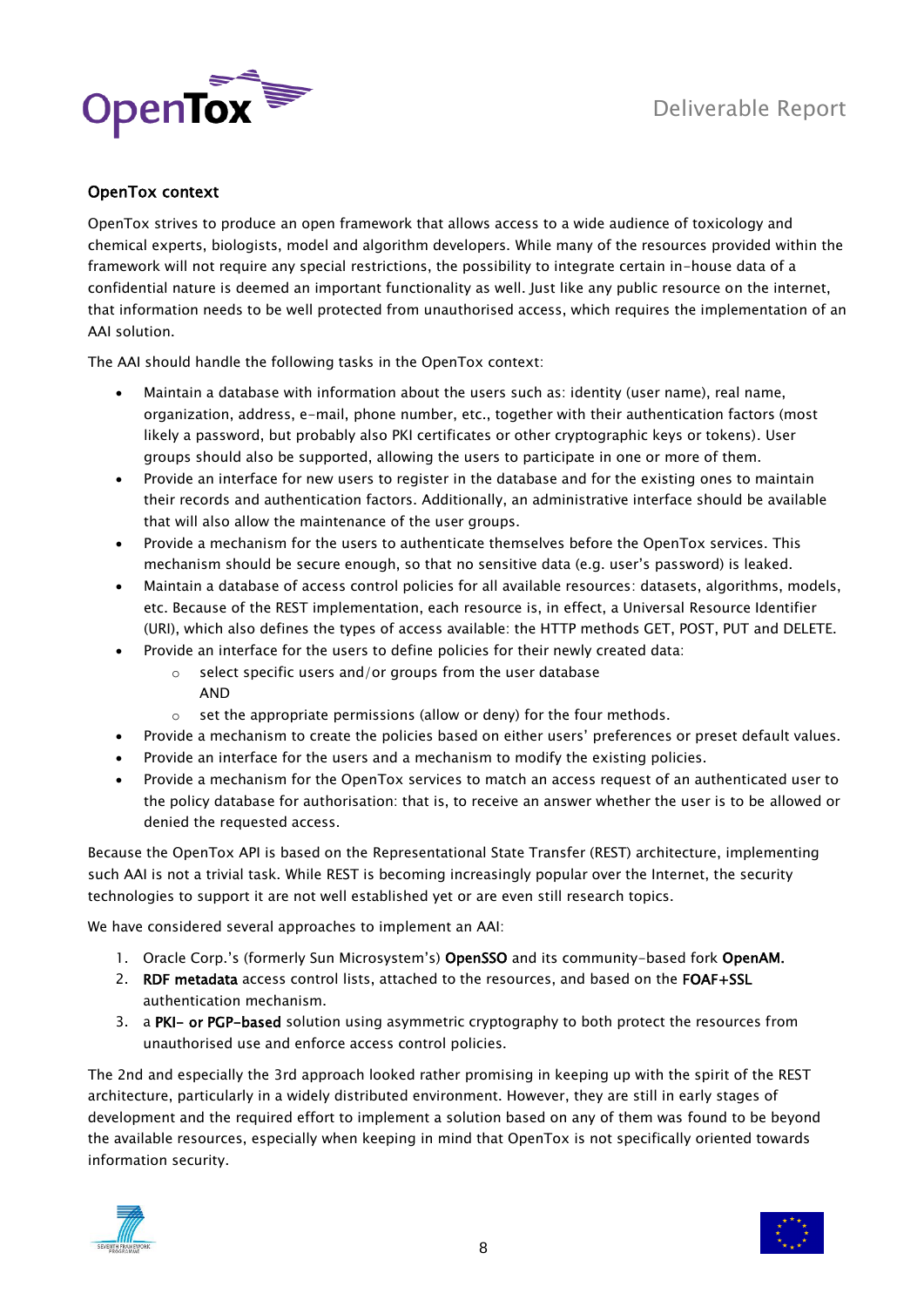## OpenTox context

OpenTox strives to produce an open framework that allows access to a wide audience of toxicology and chemical experts, biologists, model and algorithm developers. While many of the resources provided within the framework will not require any special restrictions, the possibility to integrate certain in-house data of a confidential nature is deemed an important functionality as well. Just like any public resource on the internet, that information needs to be well protected from unauthorised access, which requires the implementation of an AAI solution.

The AAI should handle the following tasks in the OpenTox context:

- Maintain a database with information about the users such as: identity (user name), real name, organization, address, e-mail, phone number, etc., together with their authentication factors (most likely a password, but probably also PKI certificates or other cryptographic keys or tokens). User groups should also be supported, allowing the users to participate in one or more of them.
- Provide an interface for new users to register in the database and for the existing ones to maintain their records and authentication factors. Additionally, an administrative interface should be available that will also allow the maintenance of the user groups.
- Provide a mechanism for the users to authenticate themselves before the OpenTox services. This mechanism should be secure enough, so that no sensitive data (e.g. user's password) is leaked.
- Maintain a database of access control policies for all available resources: datasets, algorithms, models, etc. Because of the REST implementation, each resource is, in effect, a Universal Resource Identifier (URI), which also defines the types of access available: the HTTP methods GET, POST, PUT and DELETE.
- Provide an interface for the users to define policies for their newly created data:
  - select specific users and/or groups from the user database
    AND
  - set the appropriate permissions (allow or deny) for the four methods.
- Provide a mechanism to create the policies based on either users' preferences or preset default values.
- Provide an interface for the users and a mechanism to modify the existing policies.
- Provide a mechanism for the OpenTox services to match an access request of an authenticated user to the policy database for authorisation: that is, to receive an answer whether the user is to be allowed or denied the requested access.

Because the OpenTox API is based on the Representational State Transfer (REST) architecture, implementing such AAI is not a trivial task. While REST is becoming increasingly popular over the Internet, the security technologies to support it are not well established yet or are even still research topics.

We have considered several approaches to implement an AAI:

1. Oracle Corp.'s (formerly Sun Microsystem's) **OpenSSO** and its community-based fork **OpenAM.**
2. **RDF metadata** access control lists, attached to the resources, and based on the **FOAF+SSL** authentication mechanism.
3. a **PKI- or PGP-based** solution using asymmetric cryptography to both protect the resources from unauthorised use and enforce access control policies.

The 2nd and especially the 3rd approach looked rather promising in keeping up with the spirit of the REST architecture, particularly in a widely distributed environment. However, they are still in early stages of development and the required effort to implement a solution based on any of them was found to be beyond the available resources, especially when keeping in mind that OpenTox is not specifically oriented towards information security.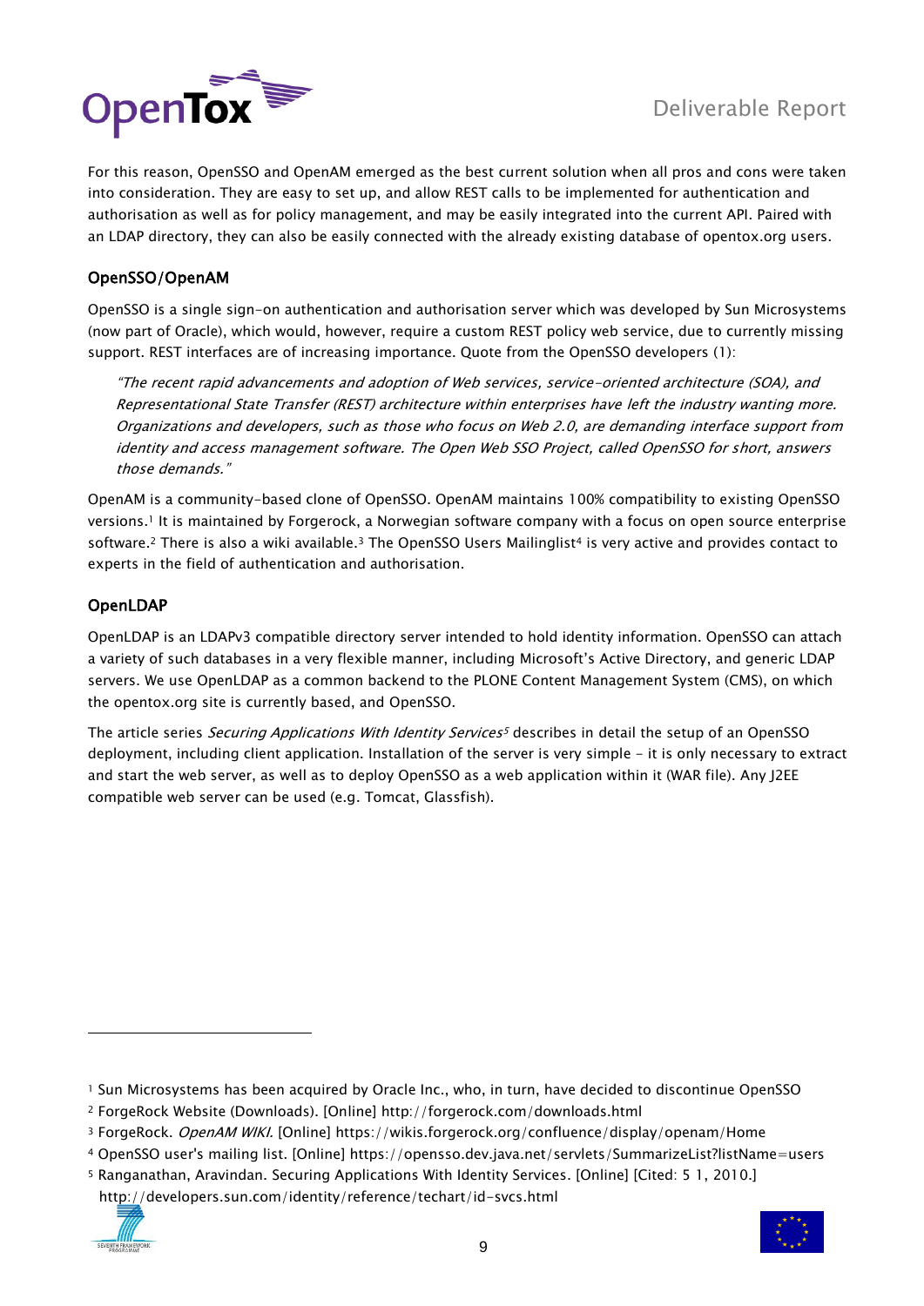For this reason, OpenSSO and OpenAM emerged as the best current solution when all pros and cons were taken into consideration. They are easy to set up, and allow REST calls to be implemented for authentication and authorisation as well as for policy management, and may be easily integrated into the current API. Paired with an LDAP directory, they can also be easily connected with the already existing database of opentox.org users.

### OpenSSO/OpenAM

OpenSSO is a single sign-on authentication and authorisation server which was developed by Sun Microsystems (now part of Oracle), which would, however, require a custom REST policy web service, due to currently missing support. REST interfaces are of increasing importance. Quote from the OpenSSO developers (1):

> *"The recent rapid advancements and adoption of Web services, service-oriented architecture (SOA), and Representational State Transfer (REST) architecture within enterprises have left the industry wanting more. Organizations and developers, such as those who focus on Web 2.0, are demanding interface support from identity and access management software. The Open Web SSO Project, called OpenSSO for short, answers those demands."*

OpenAM is a community-based clone of OpenSSO. OpenAM maintains 100% compatibility to existing OpenSSO versions.[1] It is maintained by Forgerock, a Norwegian software company with a focus on open source enterprise software.[2] There is also a wiki available.[3] The OpenSSO Users Mailinglist[4] is very active and provides contact to experts in the field of authentication and authorisation.

### OpenLDAP

OpenLDAP is an LDAPv3 compatible directory server intended to hold identity information. OpenSSO can attach a variety of such databases in a very flexible manner, including Microsoft's Active Directory, and generic LDAP servers. We use OpenLDAP as a common backend to the PLONE Content Management System (CMS), on which the opentox.org site is currently based, and OpenSSO.

The article series *Securing Applications With Identity Services*[5] describes in detail the setup of an OpenSSO deployment, including client application. Installation of the server is very simple – it is only necessary to extract and start the web server, as well as to deploy OpenSSO as a web application within it (WAR file). Any J2EE compatible web server can be used (e.g. Tomcat, Glassfish).

---

[1] Sun Microsystems has been acquired by Oracle Inc., who, in turn, have decided to discontinue OpenSSO

[2] ForgeRock Website (Downloads). [Online] http://forgerock.com/downloads.html

[3] ForgeRock. *OpenAM WIKI.* [Online] https://wikis.forgerock.org/confluence/display/openam/Home

[4] OpenSSO user's mailing list. [Online] https://opensso.dev.java.net/servlets/SummarizeList?listName=users

[5] Ranganathan, Aravindan. Securing Applications With Identity Services. [Online] [Cited: 5 1, 2010.] http://developers.sun.com/identity/reference/techart/id-svcs.html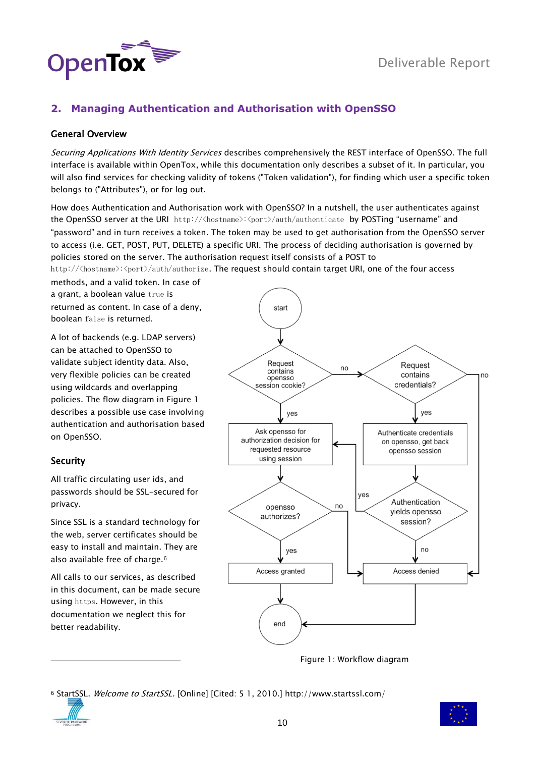## 2. Managing Authentication and Authorisation with OpenSSO

### General Overview

*Securing Applications With Identity Services* describes comprehensively the REST interface of OpenSSO. The full interface is available within OpenTox, while this documentation only describes a subset of it. In particular, you will also find services for checking validity of tokens ("Token validation"), for finding which user a specific token belongs to ("Attributes"), or for log out.

How does Authentication and Authorisation work with OpenSSO? In a nutshell, the user authenticates against the OpenSSO server at the URI `http://<hostname>:<port>/auth/authenticate` by POSTing "username" and "password" and in turn receives a token. The token may be used to get authorisation from the OpenSSO server to access (i.e. GET, POST, PUT, DELETE) a specific URI. The process of deciding authorisation is governed by policies stored on the server. The authorisation request itself consists of a POST to `http://<hostname>:<port>/auth/authorize`. The request should contain target URI, one of the four access methods, and a valid token. In case of a grant, a boolean value `true` is returned as content. In case of a deny, boolean `false` is returned.

A lot of backends (e.g. LDAP servers) can be attached to OpenSSO to validate subject identity data. Also, very flexible policies can be created using wildcards and overlapping policies. The flow diagram in Figure 1 describes a possible use case involving authentication and authorisation based on OpenSSO.

Figure 1: Workflow diagram

### Security

All traffic circulating user ids, and passwords should be SSL-secured for privacy.

Since SSL is a standard technology for the web, server certificates should be easy to install and maintain. They are also available free of charge.[6]

All calls to our services, as described in this document, can be made secure using `https`. However, in this documentation we neglect this for better readability.

[6] StartSSL. *Welcome to StartSSL.* [Online] [Cited: 5 1, 2010.] http://www.startssl.com/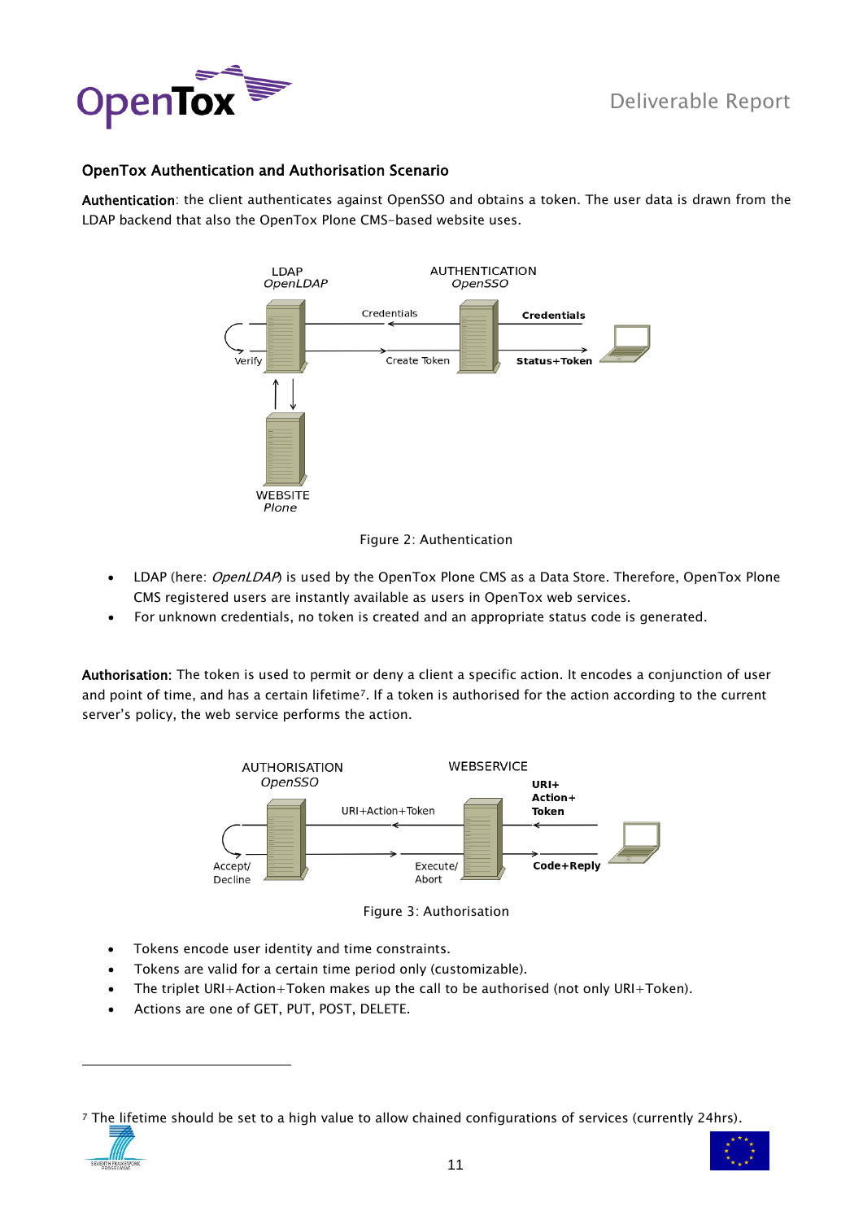### OpenTox Authentication and Authorisation Scenario

**Authentication**: the client authenticates against OpenSSO and obtains a token. The user data is drawn from the LDAP backend that also the OpenTox Plone CMS-based website uses.

Figure 2: Authentication

- LDAP (here: *OpenLDAP*) is used by the OpenTox Plone CMS as a Data Store. Therefore, OpenTox Plone CMS registered users are instantly available as users in OpenTox web services.
- For unknown credentials, no token is created and an appropriate status code is generated.

**Authorisation:** The token is used to permit or deny a client a specific action. It encodes a conjunction of user and point of time, and has a certain lifetime[7]. If a token is authorised for the action according to the current server's policy, the web service performs the action.

Figure 3: Authorisation

- Tokens encode user identity and time constraints.
- Tokens are valid for a certain time period only (customizable).
- The triplet URI+Action+Token makes up the call to be authorised (not only URI+Token).
- Actions are one of GET, PUT, POST, DELETE.

[7] The lifetime should be set to a high value to allow chained configurations of services (currently 24hrs).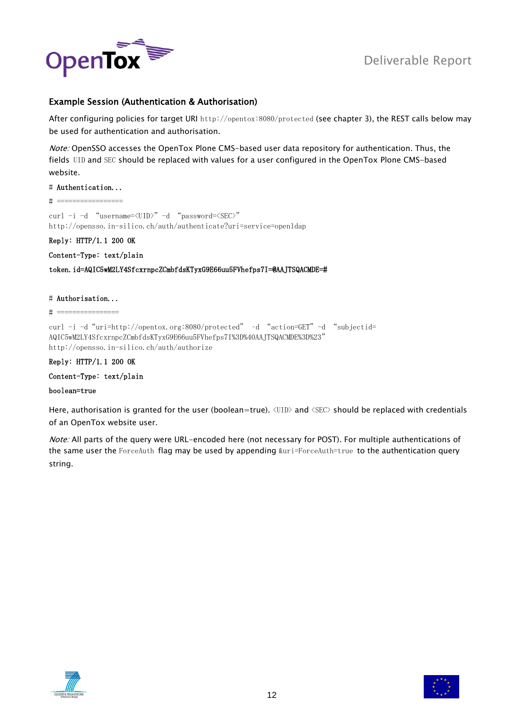### Example Session (Authentication & Authorisation)

After configuring policies for target URI `http://opentox:8080/protected` (see chapter 3), the REST calls below may be used for authentication and authorisation.

*Note:* OpenSSO accesses the OpenTox Plone CMS-based user data repository for authentication. Thus, the fields `UID` and `SEC` should be replaced with values for a user configured in the OpenTox Plone CMS-based website.

```
# Authentication...
# ================
curl -i -d "username=<UID>" -d "password=<SEC>"
http://opensso.in-silico.ch/auth/authenticate?uri=service=openldap
Reply: HTTP/1.1 200 OK
Content-Type: text/plain
token.id=AQIC5wM2LY4SfcxrnpcZCmbfdsKTyxG9E66uu5FVhefps7I=@AAJTSQACMDE=#
```

```
# Authorisation...
# ===============
curl -i -d "uri=http://opentox.org:8080/protected"  -d "action=GET" -d "subjectid=
AQIC5wM2LY4SfcxrnpcZCmbfdsKTyxG9E66uu5FVhefps7I%3D%40AAJTSQACMDE%3D%23"
http://opensso.in-silico.ch/auth/authorize
Reply: HTTP/1.1 200 OK
Content-Type: text/plain
boolean=true
```

Here, authorisation is granted for the user (boolean=true). `<UID>` and `<SEC>` should be replaced with credentials of an OpenTox website user.

*Note:* All parts of the query were URL-encoded here (not necessary for POST). For multiple authentications of the same user the `ForceAuth` flag may be used by appending `&uri=ForceAuth=true` to the authentication query string.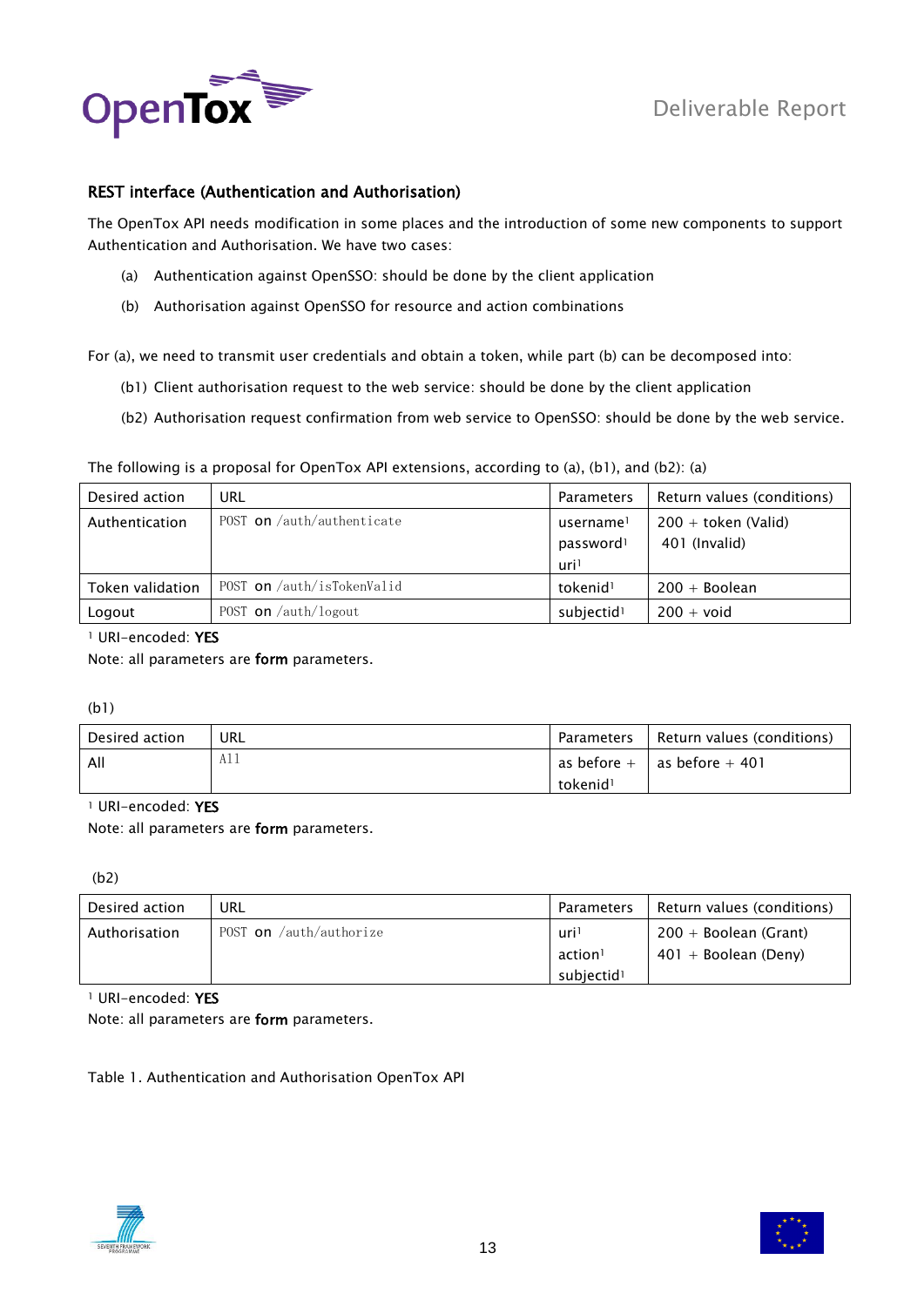## REST interface (Authentication and Authorisation)

The OpenTox API needs modification in some places and the introduction of some new components to support Authentication and Authorisation. We have two cases:

(a) Authentication against OpenSSO: should be done by the client application

(b) Authorisation against OpenSSO for resource and action combinations

For (a), we need to transmit user credentials and obtain a token, while part (b) can be decomposed into:

(b1) Client authorisation request to the web service: should be done by the client application

(b2) Authorisation request confirmation from web service to OpenSSO: should be done by the web service.

The following is a proposal for OpenTox API extensions, according to (a), (b1), and (b2): (a)

| Desired action | URL | Parameters | Return values (conditions) |
|---|---|---|---|
| Authentication | POST on /auth/authenticate | username[1] password[1] uri[1] | 200 + token (Valid) 401 (Invalid) |
| Token validation | POST on /auth/isTokenValid | tokenid[1] | 200 + Boolean |
| Logout | POST on /auth/logout | subjectid[1] | 200 + void |

[1] URI-encoded: **YES**

Note: all parameters are **form** parameters.

(b1)

| Desired action | URL | Parameters | Return values (conditions) |
|---|---|---|---|
| All | All | as before + tokenid[1] | as before + 401 |

[1] URI-encoded: **YES**

Note: all parameters are **form** parameters.

(b2)

| Desired action | URL | Parameters | Return values (conditions) |
|---|---|---|---|
| Authorisation | POST on /auth/authorize | uri[1] action[1] subjectid[1] | 200 + Boolean (Grant) 401 + Boolean (Deny) |

[1] URI-encoded: **YES**

Note: all parameters are **form** parameters.

Table 1. Authentication and Authorisation OpenTox API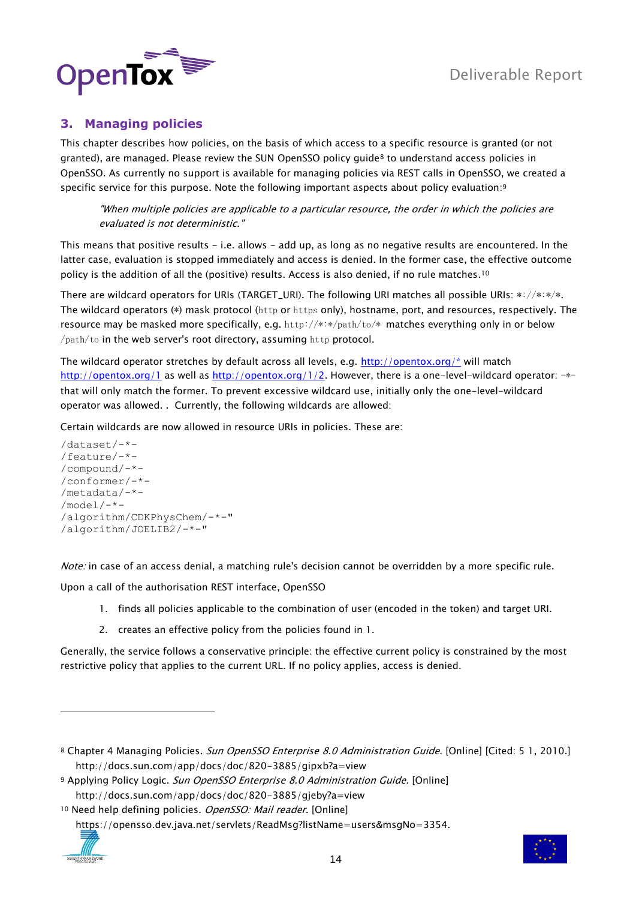## 3. Managing policies

This chapter describes how policies, on the basis of which access to a specific resource is granted (or not granted), are managed. Please review the SUN OpenSSO policy guide[8] to understand access policies in OpenSSO. As currently no support is available for managing policies via REST calls in OpenSSO, we created a specific service for this purpose. Note the following important aspects about policy evaluation:[9]

> *"When multiple policies are applicable to a particular resource, the order in which the policies are evaluated is not deterministic."*

This means that positive results – i.e. allows – add up, as long as no negative results are encountered. In the latter case, evaluation is stopped immediately and access is denied. In the former case, the effective outcome policy is the addition of all the (positive) results. Access is also denied, if no rule matches.[10]

There are wildcard operators for URIs (TARGET_URI). The following URI matches all possible URIs: `*://*:*/*`. The wildcard operators (*) mask protocol (`http` or `https` only), hostname, port, and resources, respectively. The resource may be masked more specifically, e.g. `http://*:*/path/to/*` matches everything only in or below `/path/to` in the web server's root directory, assuming `http` protocol.

The wildcard operator stretches by default across all levels, e.g. http://opentox.org/* will match http://opentox.org/1 as well as http://opentox.org/1/2. However, there is a one-level-wildcard operator: `-*-` that will only match the former. To prevent excessive wildcard use, initially only the one-level-wildcard operator was allowed. . Currently, the following wildcards are allowed:

Certain wildcards are now allowed in resource URIs in policies. These are:

```
/dataset/-*-
/feature/-*-
/compound/-*-
/conformer/-*-
/metadata/-*-
/model/-*-
/algorithm/CDKPhysChem/-*-"
/algorithm/JOELIB2/-*-"
```

*Note:* in case of an access denial, a matching rule's decision cannot be overridden by a more specific rule.

Upon a call of the authorisation REST interface, OpenSSO

1. finds all policies applicable to the combination of user (encoded in the token) and target URI.
2. creates an effective policy from the policies found in 1.

Generally, the service follows a conservative principle: the effective current policy is constrained by the most restrictive policy that applies to the current URL. If no policy applies, access is denied.

---

[8] Chapter 4 Managing Policies. *Sun OpenSSO Enterprise 8.0 Administration Guide.* [Online] [Cited: 5 1, 2010.] http://docs.sun.com/app/docs/doc/820-3885/gipxb?a=view

[9] Applying Policy Logic. *Sun OpenSSO Enterprise 8.0 Administration Guide.* [Online] http://docs.sun.com/app/docs/doc/820-3885/gjeby?a=view

[10] Need help defining policies. *OpenSSO: Mail reader.* [Online] https://opensso.dev.java.net/servlets/ReadMsg?listName=users&msgNo=3354.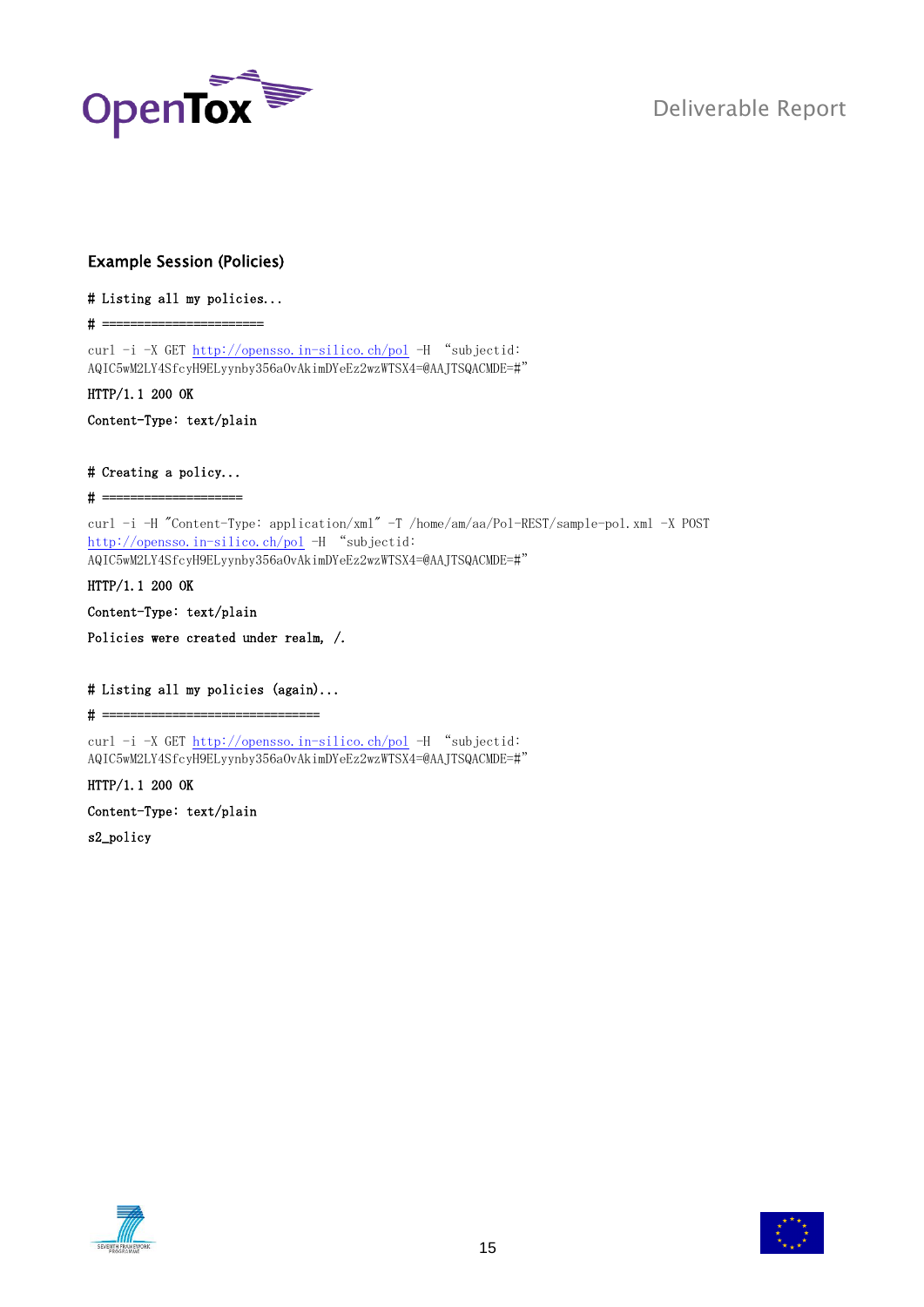## Example Session (Policies)

```
# Listing all my policies...
# ======================
curl -i -X GET http://opensso.in-silico.ch/pol -H "subjectid:
AQIC5wM2LY4SfcyH9ELyynby356a0vAkimDYeEz2wzWTSX4=@AAJTSQACMDE=#"
HTTP/1.1 200 OK
Content-Type: text/plain

# Creating a policy...
# ====================
curl -i -H "Content-Type: application/xml" -T /home/am/aa/Pol-REST/sample-pol.xml -X POST
http://opensso.in-silico.ch/pol -H "subjectid:
AQIC5wM2LY4SfcyH9ELyynby356a0vAkimDYeEz2wzWTSX4=@AAJTSQACMDE=#"
HTTP/1.1 200 OK
Content-Type: text/plain
Policies were created under realm, /.

# Listing all my policies (again)...
# ==============================
curl -i -X GET http://opensso.in-silico.ch/pol -H "subjectid:
AQIC5wM2LY4SfcyH9ELyynby356a0vAkimDYeEz2wzWTSX4=@AAJTSQACMDE=#"
HTTP/1.1 200 OK
Content-Type: text/plain
s2_policy
```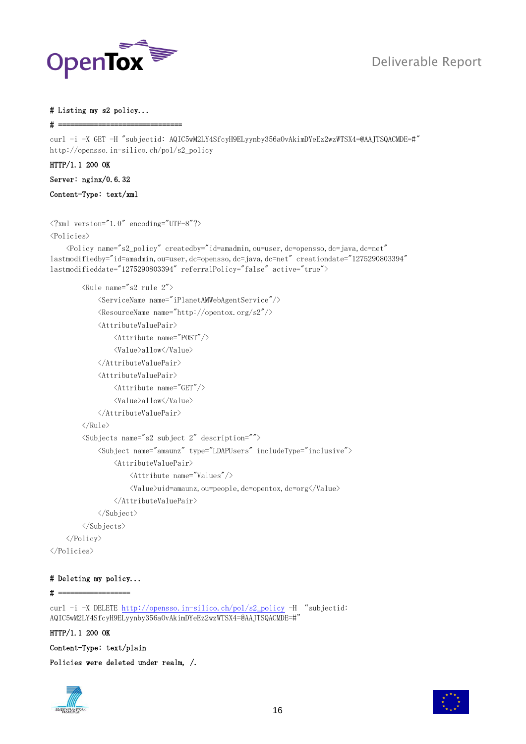```
# Listing my s2 policy...
# ================================
curl -i -X GET -H "subjectid: AQIC5wM2LY4SfcyH9ELyynby356a0vAkimDYeEz2wzWTSX4=@AAJTSQACMDE=#"
http://opensso.in-silico.ch/pol/s2_policy
HTTP/1.1 200 OK
Server: nginx/0.6.32
Content-Type: text/xml

<?xml version="1.0" encoding="UTF-8"?>
<Policies>
    <Policy name="s2_policy" createdby="id=amadmin,ou=user,dc=opensso,dc=java,dc=net"
lastmodifiedby="id=amadmin,ou=user,dc=opensso,dc=java,dc=net" creationdate="1275290803394"
lastmodifieddate="1275290803394" referralPolicy="false" active="true">
        <Rule name="s2 rule 2">
            <ServiceName name="iPlanetAMWebAgentService"/>
            <ResourceName name="http://opentox.org/s2"/>
            <AttributeValuePair>
                <Attribute name="POST"/>
                <Value>allow</Value>
            </AttributeValuePair>
            <AttributeValuePair>
                <Attribute name="GET"/>
                <Value>allow</Value>
            </AttributeValuePair>
        </Rule>
        <Subjects name="s2 subject 2" description="">
            <Subject name="amaunz" type="LDAPUsers" includeType="inclusive">
                <AttributeValuePair>
                    <Attribute name="Values"/>
                    <Value>uid=amaunz,ou=people,dc=opentox,dc=org</Value>
                </AttributeValuePair>
            </Subject>
        </Subjects>
    </Policy>
</Policies>

# Deleting my policy...
# ==================
curl -i -X DELETE http://opensso.in-silico.ch/pol/s2_policy -H "subjectid:
AQIC5wM2LY4SfcyH9ELyynby356a0vAkimDYeEz2wzWTSX4=@AAJTSQACMDE=#"
HTTP/1.1 200 OK
Content-Type: text/plain
Policies were deleted under realm, /.
```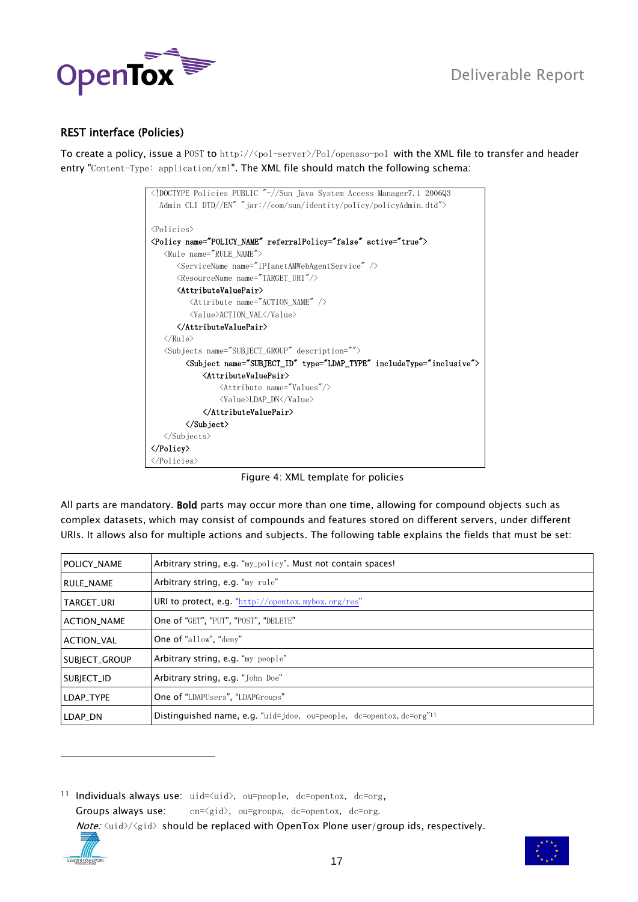### REST interface (Policies)

To create a policy, issue a POST to `http://<pol-server>/Pol/opensso-pol` with the XML file to transfer and header entry "`Content-Type: application/xml`". The XML file should match the following schema:

```
<!DOCTYPE Policies PUBLIC "-//Sun Java System Access Manager7.1 2006Q3
  Admin CLI DTD//EN" "jar://com/sun/identity/policy/policyAdmin.dtd">

<Policies>
<Policy name="POLICY_NAME" referralPolicy="false" active="true">
   <Rule name="RULE_NAME">
      <ServiceName name="iPlanetAMWebAgentService" />
      <ResourceName name="TARGET_URI"/>
      <AttributeValuePair>
         <Attribute name="ACTION_NAME" />
         <Value>ACTION_VAL</Value>
      </AttributeValuePair>
   </Rule>
   <Subjects name="SUBJECT_GROUP" description="">
        <Subject name="SUBJECT_ID" type="LDAP_TYPE" includeType="inclusive">
            <AttributeValuePair>
                <Attribute name="Values"/>
                <Value>LDAP_DN</Value>
            </AttributeValuePair>
        </Subject>
   </Subjects>
</Policy>
</Policies>
```

Figure 4: XML template for policies

All parts are mandatory. **Bold** parts may occur more than one time, allowing for compound objects such as complex datasets, which may consist of compounds and features stored on different servers, under different URIs. It allows also for multiple actions and subjects. The following table explains the fields that must be set:

| | |
|---|---|
| POLICY_NAME | Arbitrary string, e.g. "my_policy". Must not contain spaces! |
| RULE_NAME | Arbitrary string, e.g. "my rule" |
| TARGET_URI | URI to protect, e.g. "http://opentox.mybox.org/res" |
| ACTION_NAME | One of "GET", "PUT", "POST", "DELETE" |
| ACTION_VAL | One of "allow", "deny" |
| SUBJECT_GROUP | Arbitrary string, e.g. "my people" |
| SUBJECT_ID | Arbitrary string, e.g. "John Doe" |
| LDAP_TYPE | One of "LDAPUsers", "LDAPGroups" |
| LDAP_DN | Distinguished name, e.g. "uid=jdoe, ou=people, dc=opentox,dc=org"[11] |

[11] Individuals always use: uid=<uid>, ou=people, dc=opentox, dc=org,
Groups always use: cn=<gid>, ou=groups, dc=opentox, dc=org.
*Note:* <uid>/<gid> should be replaced with OpenTox Plone user/group ids, respectively.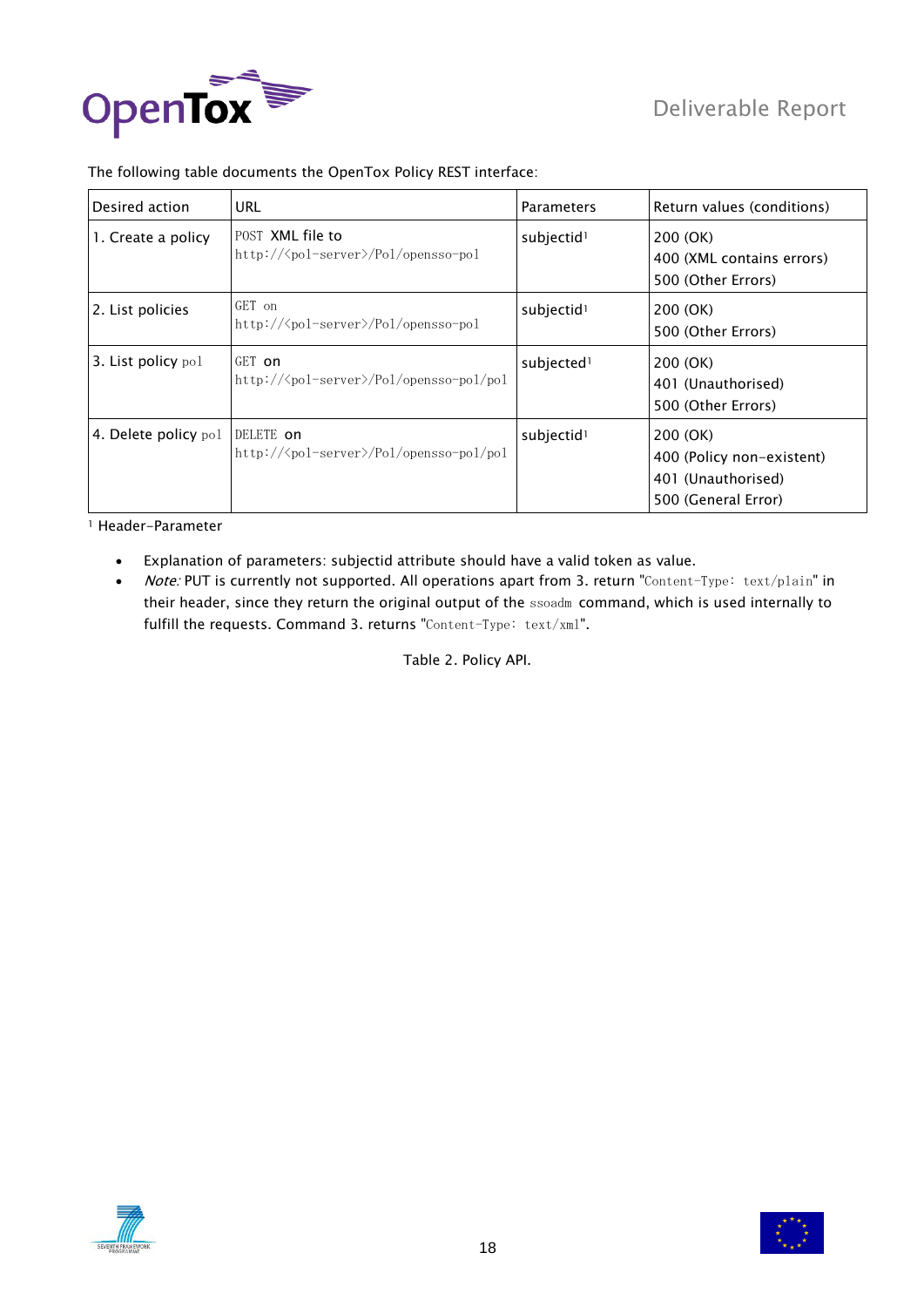The following table documents the OpenTox Policy REST interface:

| Desired action | URL | Parameters | Return values (conditions) |
|---|---|---|---|
| 1. Create a policy | POST XML file to http://<pol-server>/Pol/opensso-pol | subjectid[1] | 200 (OK)<br>400 (XML contains errors)<br>500 (Other Errors) |
| 2. List policies | GET on http://<pol-server>/Pol/opensso-pol | subjectid[1] | 200 (OK)<br>500 (Other Errors) |
| 3. List policy pol | GET on http://<pol-server>/Pol/opensso-pol/pol | subjected[1] | 200 (OK)<br>401 (Unauthorised)<br>500 (Other Errors) |
| 4. Delete policy pol | DELETE on http://<pol-server>/Pol/opensso-pol/pol | subjectid[1] | 200 (OK)<br>400 (Policy non-existent)<br>401 (Unauthorised)<br>500 (General Error) |

[1] Header-Parameter

- Explanation of parameters: subjectid attribute should have a valid token as value.
- *Note:* PUT is currently not supported. All operations apart from 3. return "Content-Type: text/plain" in their header, since they return the original output of the ssoadm command, which is used internally to fulfill the requests. Command 3. returns "Content-Type: text/xml".

Table 2. Policy API.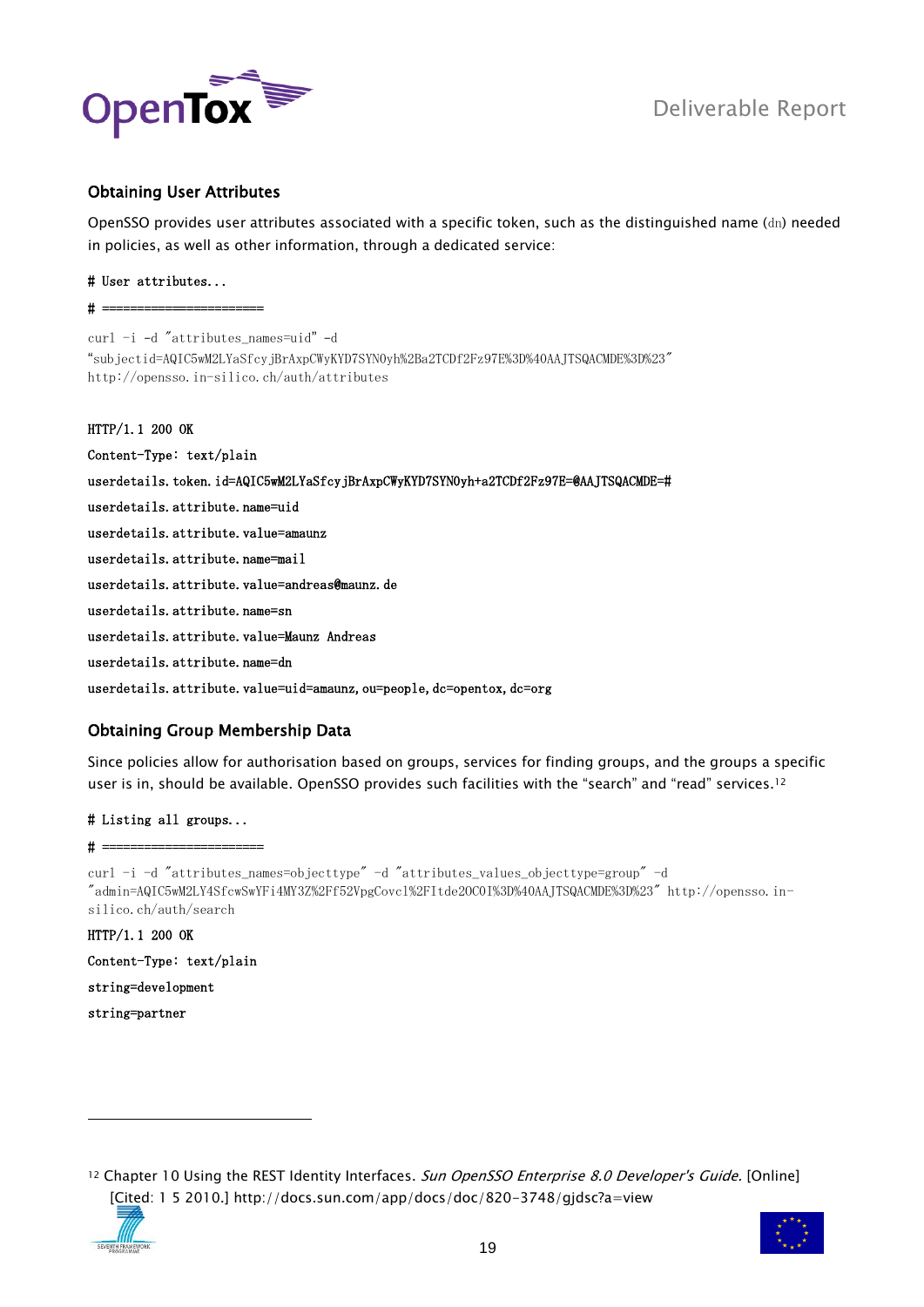### Obtaining User Attributes

OpenSSO provides user attributes associated with a specific token, such as the distinguished name (dn) needed in policies, as well as other information, through a dedicated service:

```
# User attributes...
# ======================
curl -i -d "attributes_names=uid" -d
"subjectid=AQIC5wM2LYaSfcyjBrAxpCWyKYD7SYN0yh%2Ba2TCDf2Fz97E%3D%40AAJTSQACMDE%3D%23"
http://opensso.in-silico.ch/auth/attributes

HTTP/1.1 200 OK
Content-Type: text/plain
userdetails.token.id=AQIC5wM2LYaSfcyjBrAxpCWyKYD7SYN0yh+a2TCDf2Fz97E=@AAJTSQACMDE=#
userdetails.attribute.name=uid
userdetails.attribute.value=amaunz
userdetails.attribute.name=mail
userdetails.attribute.value=andreas@maunz.de
userdetails.attribute.name=sn
userdetails.attribute.value=Maunz Andreas
userdetails.attribute.name=dn
userdetails.attribute.value=uid=amaunz,ou=people,dc=opentox,dc=org
```

### Obtaining Group Membership Data

Since policies allow for authorisation based on groups, services for finding groups, and the groups a specific user is in, should be available. OpenSSO provides such facilities with the "search" and "read" services.[12]

```
# Listing all groups...
# ======================
curl -i -d "attributes_names=objecttype" -d "attributes_values_objecttype=group" -d
"admin=AQIC5wM2LY4SfcwSwYFi4MY3Z%2Ff52VpgCovcl%2FItde20C0I%3D%40AAJTSQACMDE%3D%23" http://opensso.in-silico.ch/auth/search
HTTP/1.1 200 OK
Content-Type: text/plain
string=development
string=partner
```

[12] Chapter 10 Using the REST Identity Interfaces. *Sun OpenSSO Enterprise 8.0 Developer's Guide.* [Online] [Cited: 1 5 2010.] http://docs.sun.com/app/docs/doc/820-3748/gjdsc?a=view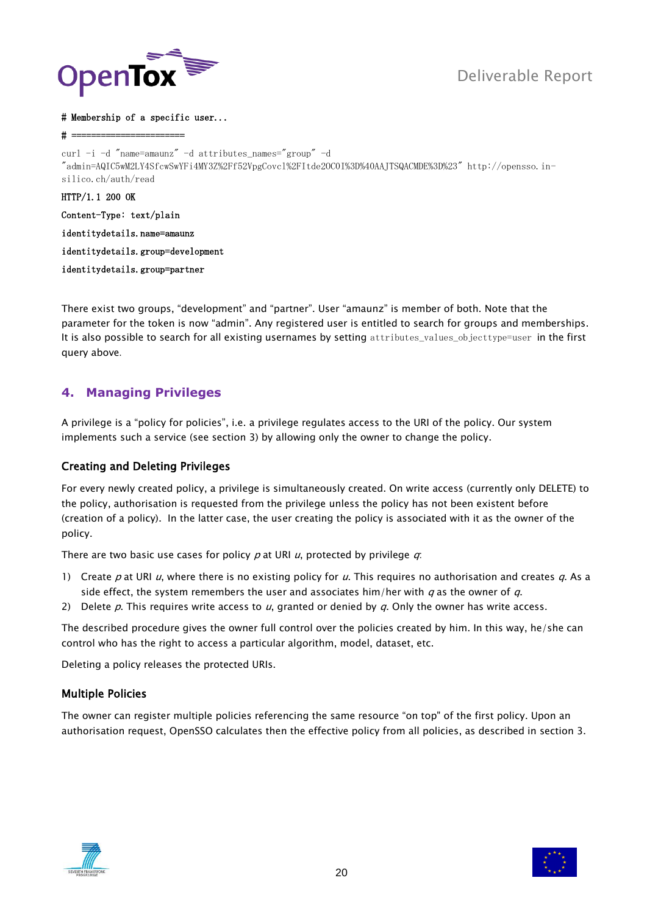```
# Membership of a specific user...
# =====================
curl -i -d "name=amaunz" -d attributes_names="group" -d
"admin=AQIC5wM2LY4SfcwSwYFi4MY3Z%2Ff52VpgCovcl%2FItde20C0I%3D%40AAJTSQACMDE%3D%23" http://opensso.in-silico.ch/auth/read
HTTP/1.1 200 OK
Content-Type: text/plain
identitydetails.name=amaunz
identitydetails.group=development
identitydetails.group=partner
```

There exist two groups, “development” and “partner”. User “amaunz” is member of both. Note that the parameter for the token is now “admin”. Any registered user is entitled to search for groups and memberships. It is also possible to search for all existing usernames by setting `attributes_values_objecttype=user` in the first query above.

## 4. Managing Privileges

A privilege is a “policy for policies”, i.e. a privilege regulates access to the URI of the policy. Our system implements such a service (see section 3) by allowing only the owner to change the policy.

### Creating and Deleting Privileges

For every newly created policy, a privilege is simultaneously created. On write access (currently only DELETE) to the policy, authorisation is requested from the privilege unless the policy has not been existent before (creation of a policy). In the latter case, the user creating the policy is associated with it as the owner of the policy.

There are two basic use cases for policy *p* at URI *u*, protected by privilege *q*:

1) Create *p* at URI *u*, where there is no existing policy for *u*. This requires no authorisation and creates *q*. As a side effect, the system remembers the user and associates him/her with *q* as the owner of *q*.
2) Delete *p*. This requires write access to *u*, granted or denied by *q*. Only the owner has write access.

The described procedure gives the owner full control over the policies created by him. In this way, he/she can control who has the right to access a particular algorithm, model, dataset, etc.

Deleting a policy releases the protected URIs.

### Multiple Policies

The owner can register multiple policies referencing the same resource “on top" of the first policy. Upon an authorisation request, OpenSSO calculates then the effective policy from all policies, as described in section 3.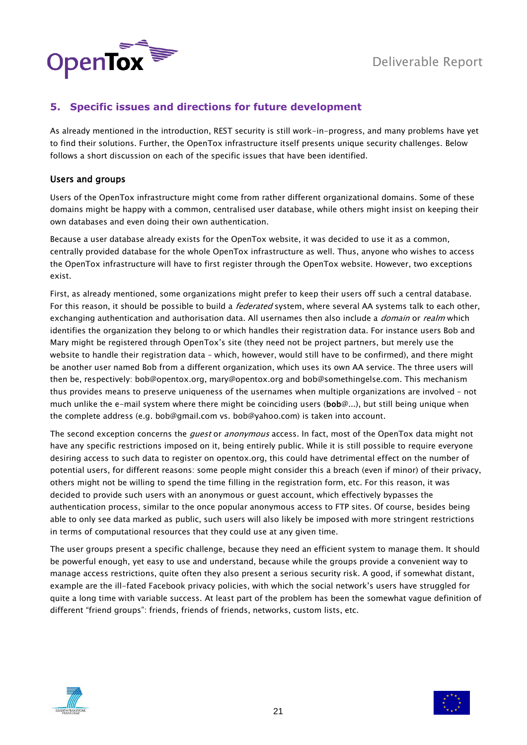## 5. Specific issues and directions for future development

As already mentioned in the introduction, REST security is still work-in-progress, and many problems have yet to find their solutions. Further, the OpenTox infrastructure itself presents unique security challenges. Below follows a short discussion on each of the specific issues that have been identified.

### Users and groups

Users of the OpenTox infrastructure might come from rather different organizational domains. Some of these domains might be happy with a common, centralised user database, while others might insist on keeping their own databases and even doing their own authentication.

Because a user database already exists for the OpenTox website, it was decided to use it as a common, centrally provided database for the whole OpenTox infrastructure as well. Thus, anyone who wishes to access the OpenTox infrastructure will have to first register through the OpenTox website. However, two exceptions exist.

First, as already mentioned, some organizations might prefer to keep their users off such a central database. For this reason, it should be possible to build a *federated* system, where several AA systems talk to each other, exchanging authentication and authorisation data. All usernames then also include a *domain* or *realm* which identifies the organization they belong to or which handles their registration data. For instance users Bob and Mary might be registered through OpenTox's site (they need not be project partners, but merely use the website to handle their registration data – which, however, would still have to be confirmed), and there might be another user named Bob from a different organization, which uses its own AA service. The three users will then be, respectively: bob@opentox.org, mary@opentox.org and bob@somethingelse.com. This mechanism thus provides means to preserve uniqueness of the usernames when multiple organizations are involved – not much unlike the e-mail system where there might be coinciding users (**bob**@...), but still being unique when the complete address (e.g. bob@gmail.com vs. bob@yahoo.com) is taken into account.

The second exception concerns the *guest* or *anonymous* access. In fact, most of the OpenTox data might not have any specific restrictions imposed on it, being entirely public. While it is still possible to require everyone desiring access to such data to register on opentox.org, this could have detrimental effect on the number of potential users, for different reasons: some people might consider this a breach (even if minor) of their privacy, others might not be willing to spend the time filling in the registration form, etc. For this reason, it was decided to provide such users with an anonymous or guest account, which effectively bypasses the authentication process, similar to the once popular anonymous access to FTP sites. Of course, besides being able to only see data marked as public, such users will also likely be imposed with more stringent restrictions in terms of computational resources that they could use at any given time.

The user groups present a specific challenge, because they need an efficient system to manage them. It should be powerful enough, yet easy to use and understand, because while the groups provide a convenient way to manage access restrictions, quite often they also present a serious security risk. A good, if somewhat distant, example are the ill-fated Facebook privacy policies, with which the social network's users have struggled for quite a long time with variable success. At least part of the problem has been the somewhat vague definition of different "friend groups": friends, friends of friends, networks, custom lists, etc.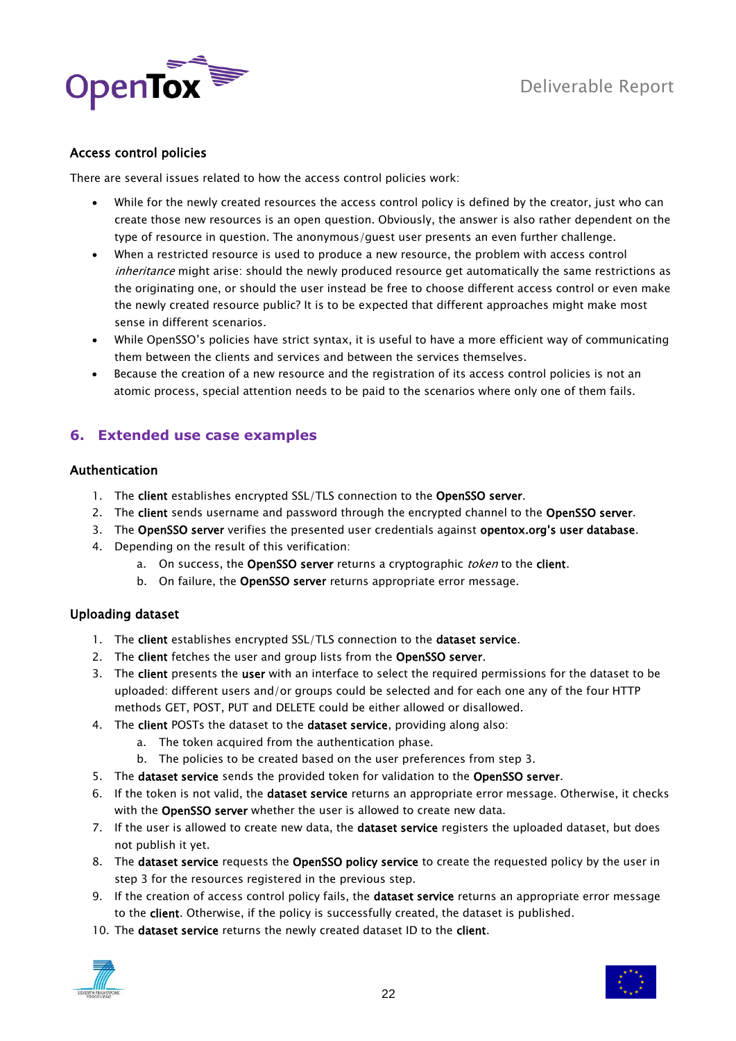### Access control policies

There are several issues related to how the access control policies work:

- While for the newly created resources the access control policy is defined by the creator, just who can create those new resources is an open question. Obviously, the answer is also rather dependent on the type of resource in question. The anonymous/guest user presents an even further challenge.
- When a restricted resource is used to produce a new resource, the problem with access control *inheritance* might arise: should the newly produced resource get automatically the same restrictions as the originating one, or should the user instead be free to choose different access control or even make the newly created resource public? It is to be expected that different approaches might make most sense in different scenarios.
- While OpenSSO's policies have strict syntax, it is useful to have a more efficient way of communicating them between the clients and services and between the services themselves.
- Because the creation of a new resource and the registration of its access control policies is not an atomic process, special attention needs to be paid to the scenarios where only one of them fails.

## 6. Extended use case examples

### Authentication

1. The **client** establishes encrypted SSL/TLS connection to the **OpenSSO server**.
2. The **client** sends username and password through the encrypted channel to the **OpenSSO server**.
3. The **OpenSSO server** verifies the presented user credentials against **opentox.org's user database**.
4. Depending on the result of this verification:
   a. On success, the **OpenSSO server** returns a cryptographic *token* to the **client**.
   b. On failure, the **OpenSSO server** returns appropriate error message.

### Uploading dataset

1. The **client** establishes encrypted SSL/TLS connection to the **dataset service**.
2. The **client** fetches the user and group lists from the **OpenSSO server**.
3. The **client** presents the **user** with an interface to select the required permissions for the dataset to be uploaded: different users and/or groups could be selected and for each one any of the four HTTP methods GET, POST, PUT and DELETE could be either allowed or disallowed.
4. The **client** POSTs the dataset to the **dataset service**, providing along also:
   a. The token acquired from the authentication phase.
   b. The policies to be created based on the user preferences from step 3.
5. The **dataset service** sends the provided token for validation to the **OpenSSO server**.
6. If the token is not valid, the **dataset service** returns an appropriate error message. Otherwise, it checks with the **OpenSSO server** whether the user is allowed to create new data.
7. If the user is allowed to create new data, the **dataset service** registers the uploaded dataset, but does not publish it yet.
8. The **dataset service** requests the **OpenSSO policy service** to create the requested policy by the user in step 3 for the resources registered in the previous step.
9. If the creation of access control policy fails, the **dataset service** returns an appropriate error message to the **client**. Otherwise, if the policy is successfully created, the dataset is published.
10. The **dataset service** returns the newly created dataset ID to the **client**.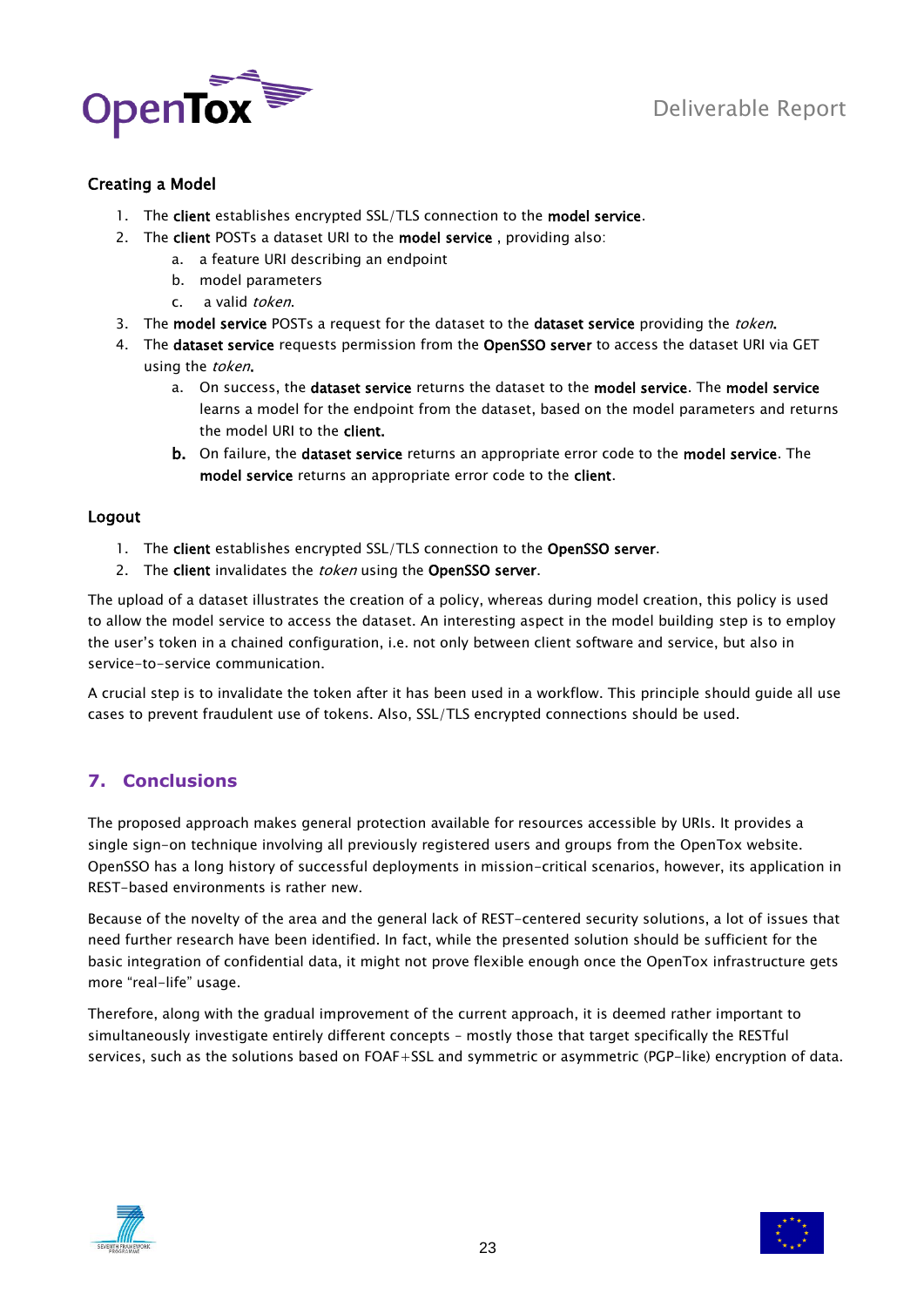### Creating a Model

1. The **client** establishes encrypted SSL/TLS connection to the **model service**.
2. The **client** POSTs a dataset URI to the **model service** , providing also:
    a. a feature URI describing an endpoint
    b. model parameters
    c. a valid *token*.
3. The **model service** POSTs a request for the dataset to the **dataset service** providing the *token*.
4. The **dataset service** requests permission from the **OpenSSO server** to access the dataset URI via GET using the *token*.
    a. On success, the **dataset service** returns the dataset to the **model service**. The **model service** learns a model for the endpoint from the dataset, based on the model parameters and returns the model URI to the **client.**
    b. On failure, the **dataset service** returns an appropriate error code to the **model service**. The **model service** returns an appropriate error code to the **client**.

### Logout

1. The **client** establishes encrypted SSL/TLS connection to the **OpenSSO server**.
2. The **client** invalidates the *token* using the **OpenSSO server**.

The upload of a dataset illustrates the creation of a policy, whereas during model creation, this policy is used to allow the model service to access the dataset. An interesting aspect in the model building step is to employ the user's token in a chained configuration, i.e. not only between client software and service, but also in service-to-service communication.

A crucial step is to invalidate the token after it has been used in a workflow. This principle should guide all use cases to prevent fraudulent use of tokens. Also, SSL/TLS encrypted connections should be used.

## 7. Conclusions

The proposed approach makes general protection available for resources accessible by URIs. It provides a single sign-on technique involving all previously registered users and groups from the OpenTox website. OpenSSO has a long history of successful deployments in mission-critical scenarios, however, its application in REST-based environments is rather new.

Because of the novelty of the area and the general lack of REST-centered security solutions, a lot of issues that need further research have been identified. In fact, while the presented solution should be sufficient for the basic integration of confidential data, it might not prove flexible enough once the OpenTox infrastructure gets more "real-life" usage.

Therefore, along with the gradual improvement of the current approach, it is deemed rather important to simultaneously investigate entirely different concepts – mostly those that target specifically the RESTful services, such as the solutions based on FOAF+SSL and symmetric or asymmetric (PGP-like) encryption of data.